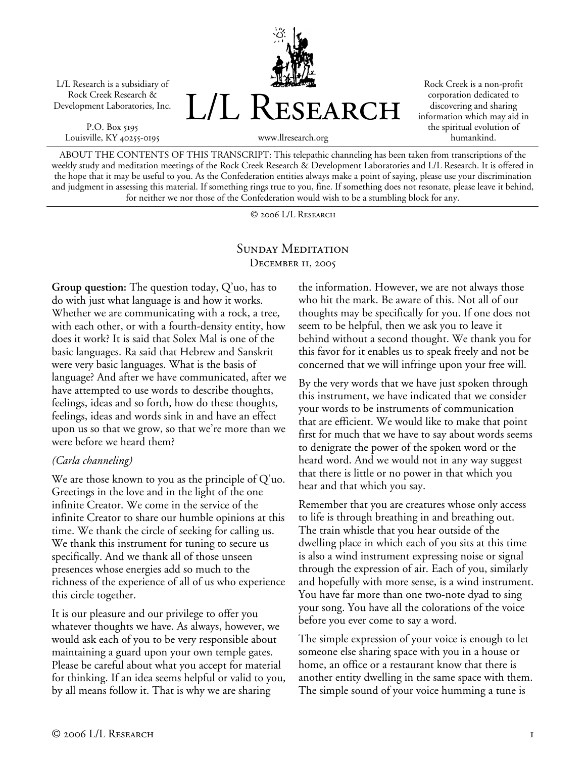L/L Research is a subsidiary of Rock Creek Research & Development Laboratories, Inc.

P.O. Box 5195
Louisville, KY 40255-0195

# L/L Research

www.llresearch.org

Rock Creek is a non-profit corporation dedicated to discovering and sharing information which may aid in the spiritual evolution of humankind.

ABOUT THE CONTENTS OF THIS TRANSCRIPT: This telepathic channeling has been taken from transcriptions of the weekly study and meditation meetings of the Rock Creek Research & Development Laboratories and L/L Research. It is offered in the hope that it may be useful to you. As the Confederation entities always make a point of saying, please use your discrimination and judgment in assessing this material. If something rings true to you, fine. If something does not resonate, please leave it behind, for neither we nor those of the Confederation would wish to be a stumbling block for any.

© 2006 L/L Research

## Sunday Meditation
### December 11, 2005

**Group question:** The question today, Q'uo, has to do with just what language is and how it works. Whether we are communicating with a rock, a tree, with each other, or with a fourth-density entity, how does it work? It is said that Solex Mal is one of the basic languages. Ra said that Hebrew and Sanskrit were very basic languages. What is the basis of language? And after we have communicated, after we have attempted to use words to describe thoughts, feelings, ideas and so forth, how do these thoughts, feelings, ideas and words sink in and have an effect upon us so that we grow, so that we're more than we were before we heard them?

*(Carla channeling)*

We are those known to you as the principle of Q'uo. Greetings in the love and in the light of the one infinite Creator. We come in the service of the infinite Creator to share our humble opinions at this time. We thank the circle of seeking for calling us. We thank this instrument for tuning to secure us specifically. And we thank all of those unseen presences whose energies add so much to the richness of the experience of all of us who experience this circle together.

It is our pleasure and our privilege to offer you whatever thoughts we have. As always, however, we would ask each of you to be very responsible about maintaining a guard upon your own temple gates. Please be careful about what you accept for material for thinking. If an idea seems helpful or valid to you, by all means follow it. That is why we are sharing the information. However, we are not always those who hit the mark. Be aware of this. Not all of our thoughts may be specifically for you. If one does not seem to be helpful, then we ask you to leave it behind without a second thought. We thank you for this favor for it enables us to speak freely and not be concerned that we will infringe upon your free will.

By the very words that we have just spoken through this instrument, we have indicated that we consider your words to be instruments of communication that are efficient. We would like to make that point first for much that we have to say about words seems to denigrate the power of the spoken word or the heard word. And we would not in any way suggest that there is little or no power in that which you hear and that which you say.

Remember that you are creatures whose only access to life is through breathing in and breathing out. The train whistle that you hear outside of the dwelling place in which each of you sits at this time is also a wind instrument expressing noise or signal through the expression of air. Each of you, similarly and hopefully with more sense, is a wind instrument. You have far more than one two-note dyad to sing your song. You have all the colorations of the voice before you ever come to say a word.

The simple expression of your voice is enough to let someone else sharing space with you in a house or home, an office or a restaurant know that there is another entity dwelling in the same space with them. The simple sound of your voice humming a tune is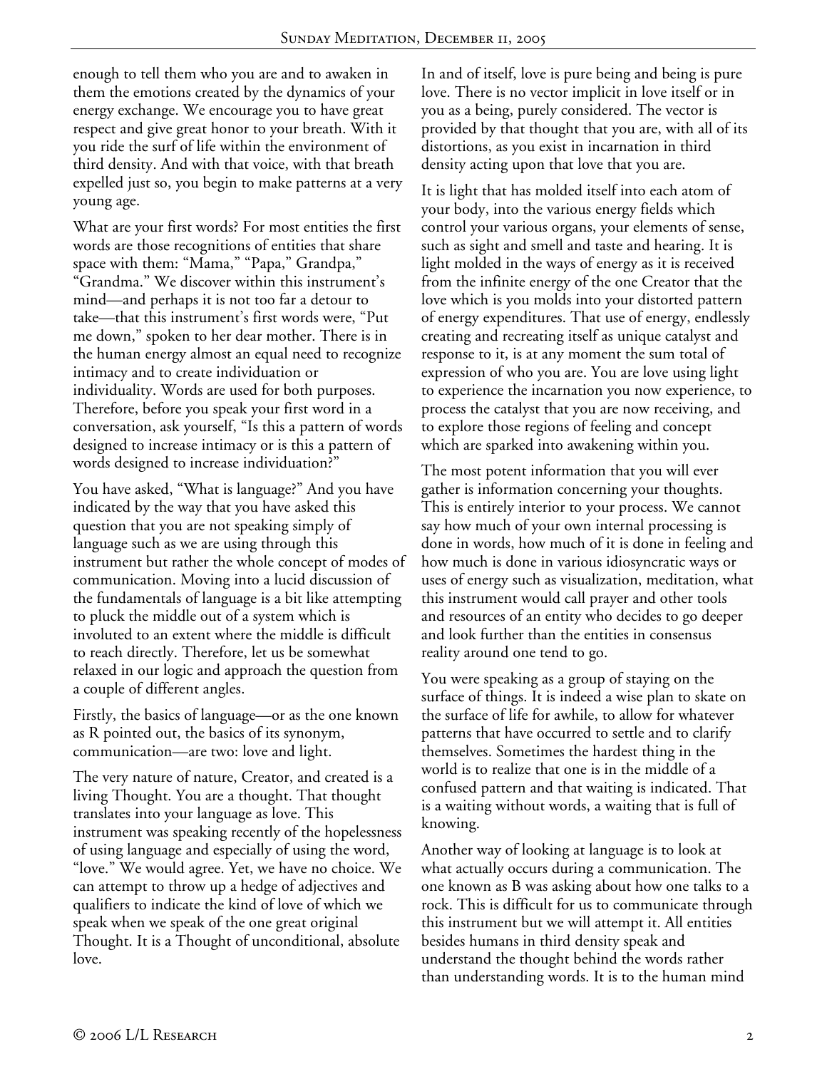enough to tell them who you are and to awaken in them the emotions created by the dynamics of your energy exchange. We encourage you to have great respect and give great honor to your breath. With it you ride the surf of life within the environment of third density. And with that voice, with that breath expelled just so, you begin to make patterns at a very young age.

What are your first words? For most entities the first words are those recognitions of entities that share space with them: "Mama," "Papa," Grandpa," "Grandma." We discover within this instrument's mind—and perhaps it is not too far a detour to take—that this instrument's first words were, "Put me down," spoken to her dear mother. There is in the human energy almost an equal need to recognize intimacy and to create individuation or individuality. Words are used for both purposes. Therefore, before you speak your first word in a conversation, ask yourself, "Is this a pattern of words designed to increase intimacy or is this a pattern of words designed to increase individuation?"

You have asked, "What is language?" And you have indicated by the way that you have asked this question that you are not speaking simply of language such as we are using through this instrument but rather the whole concept of modes of communication. Moving into a lucid discussion of the fundamentals of language is a bit like attempting to pluck the middle out of a system which is involuted to an extent where the middle is difficult to reach directly. Therefore, let us be somewhat relaxed in our logic and approach the question from a couple of different angles.

Firstly, the basics of language—or as the one known as R pointed out, the basics of its synonym, communication—are two: love and light.

The very nature of nature, Creator, and created is a living Thought. You are a thought. That thought translates into your language as love. This instrument was speaking recently of the hopelessness of using language and especially of using the word, "love." We would agree. Yet, we have no choice. We can attempt to throw up a hedge of adjectives and qualifiers to indicate the kind of love of which we speak when we speak of the one great original Thought. It is a Thought of unconditional, absolute love.

In and of itself, love is pure being and being is pure love. There is no vector implicit in love itself or in you as a being, purely considered. The vector is provided by that thought that you are, with all of its distortions, as you exist in incarnation in third density acting upon that love that you are.

It is light that has molded itself into each atom of your body, into the various energy fields which control your various organs, your elements of sense, such as sight and smell and taste and hearing. It is light molded in the ways of energy as it is received from the infinite energy of the one Creator that the love which is you molds into your distorted pattern of energy expenditures. That use of energy, endlessly creating and recreating itself as unique catalyst and response to it, is at any moment the sum total of expression of who you are. You are love using light to experience the incarnation you now experience, to process the catalyst that you are now receiving, and to explore those regions of feeling and concept which are sparked into awakening within you.

The most potent information that you will ever gather is information concerning your thoughts. This is entirely interior to your process. We cannot say how much of your own internal processing is done in words, how much of it is done in feeling and how much is done in various idiosyncratic ways or uses of energy such as visualization, meditation, what this instrument would call prayer and other tools and resources of an entity who decides to go deeper and look further than the entities in consensus reality around one tend to go.

You were speaking as a group of staying on the surface of things. It is indeed a wise plan to skate on the surface of life for awhile, to allow for whatever patterns that have occurred to settle and to clarify themselves. Sometimes the hardest thing in the world is to realize that one is in the middle of a confused pattern and that waiting is indicated. That is a waiting without words, a waiting that is full of knowing.

Another way of looking at language is to look at what actually occurs during a communication. The one known as B was asking about how one talks to a rock. This is difficult for us to communicate through this instrument but we will attempt it. All entities besides humans in third density speak and understand the thought behind the words rather than understanding words. It is to the human mind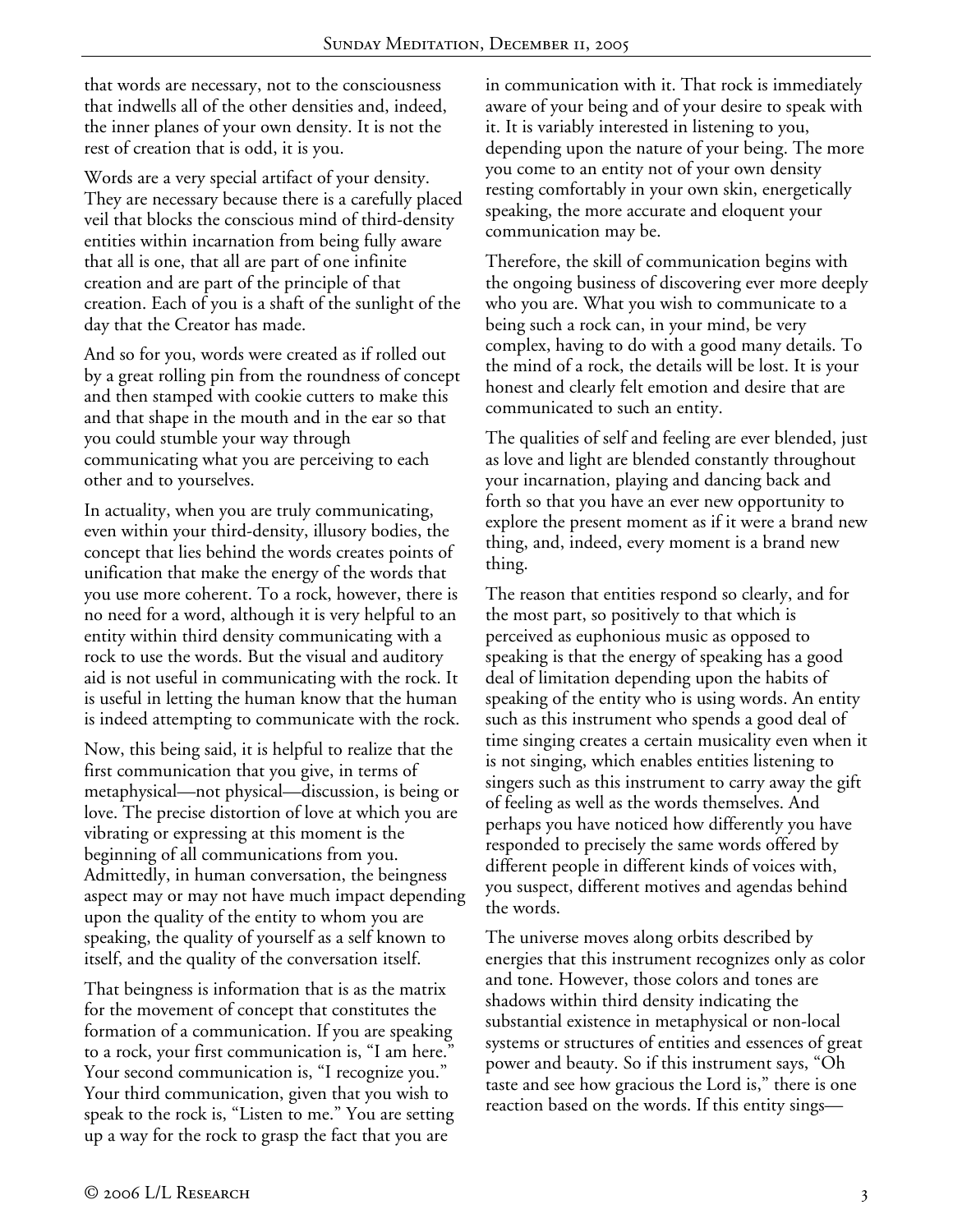that words are necessary, not to the consciousness that indwells all of the other densities and, indeed, the inner planes of your own density. It is not the rest of creation that is odd, it is you.

Words are a very special artifact of your density. They are necessary because there is a carefully placed veil that blocks the conscious mind of third-density entities within incarnation from being fully aware that all is one, that all are part of one infinite creation and are part of the principle of that creation. Each of you is a shaft of the sunlight of the day that the Creator has made.

And so for you, words were created as if rolled out by a great rolling pin from the roundness of concept and then stamped with cookie cutters to make this and that shape in the mouth and in the ear so that you could stumble your way through communicating what you are perceiving to each other and to yourselves.

In actuality, when you are truly communicating, even within your third-density, illusory bodies, the concept that lies behind the words creates points of unification that make the energy of the words that you use more coherent. To a rock, however, there is no need for a word, although it is very helpful to an entity within third density communicating with a rock to use the words. But the visual and auditory aid is not useful in communicating with the rock. It is useful in letting the human know that the human is indeed attempting to communicate with the rock.

Now, this being said, it is helpful to realize that the first communication that you give, in terms of metaphysical—not physical—discussion, is being or love. The precise distortion of love at which you are vibrating or expressing at this moment is the beginning of all communications from you. Admittedly, in human conversation, the beingness aspect may or may not have much impact depending upon the quality of the entity to whom you are speaking, the quality of yourself as a self known to itself, and the quality of the conversation itself.

That beingness is information that is as the matrix for the movement of concept that constitutes the formation of a communication. If you are speaking to a rock, your first communication is, "I am here." Your second communication is, "I recognize you." Your third communication, given that you wish to speak to the rock is, "Listen to me." You are setting up a way for the rock to grasp the fact that you are in communication with it. That rock is immediately aware of your being and of your desire to speak with it. It is variably interested in listening to you, depending upon the nature of your being. The more you come to an entity not of your own density resting comfortably in your own skin, energetically speaking, the more accurate and eloquent your communication may be.

Therefore, the skill of communication begins with the ongoing business of discovering ever more deeply who you are. What you wish to communicate to a being such a rock can, in your mind, be very complex, having to do with a good many details. To the mind of a rock, the details will be lost. It is your honest and clearly felt emotion and desire that are communicated to such an entity.

The qualities of self and feeling are ever blended, just as love and light are blended constantly throughout your incarnation, playing and dancing back and forth so that you have an ever new opportunity to explore the present moment as if it were a brand new thing, and, indeed, every moment is a brand new thing.

The reason that entities respond so clearly, and for the most part, so positively to that which is perceived as euphonious music as opposed to speaking is that the energy of speaking has a good deal of limitation depending upon the habits of speaking of the entity who is using words. An entity such as this instrument who spends a good deal of time singing creates a certain musicality even when it is not singing, which enables entities listening to singers such as this instrument to carry away the gift of feeling as well as the words themselves. And perhaps you have noticed how differently you have responded to precisely the same words offered by different people in different kinds of voices with, you suspect, different motives and agendas behind the words.

The universe moves along orbits described by energies that this instrument recognizes only as color and tone. However, those colors and tones are shadows within third density indicating the substantial existence in metaphysical or non-local systems or structures of entities and essences of great power and beauty. So if this instrument says, "Oh taste and see how gracious the Lord is," there is one reaction based on the words. If this entity sings—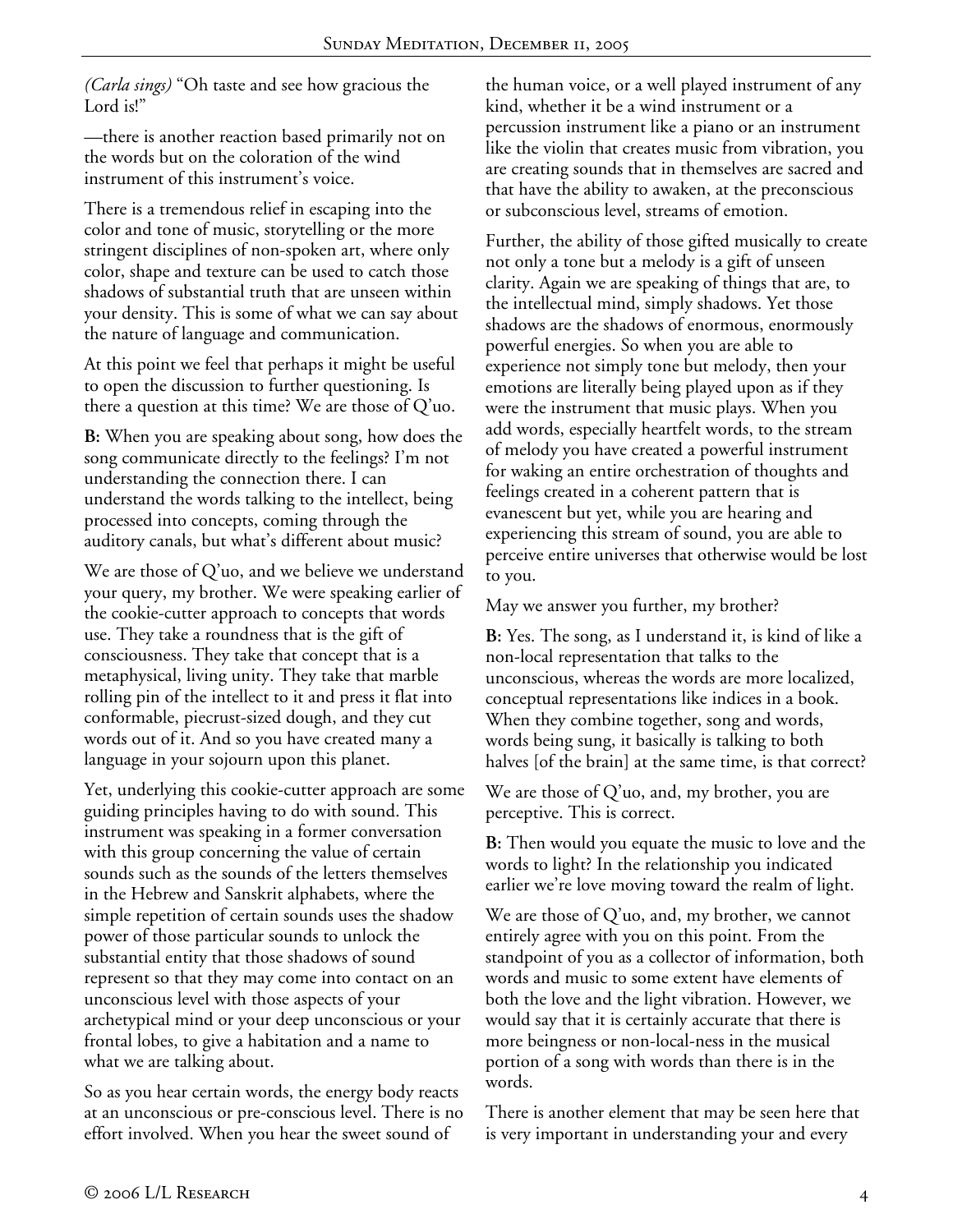*(Carla sings)* "Oh taste and see how gracious the Lord is!"

—there is another reaction based primarily not on the words but on the coloration of the wind instrument of this instrument's voice.

There is a tremendous relief in escaping into the color and tone of music, storytelling or the more stringent disciplines of non-spoken art, where only color, shape and texture can be used to catch those shadows of substantial truth that are unseen within your density. This is some of what we can say about the nature of language and communication.

At this point we feel that perhaps it might be useful to open the discussion to further questioning. Is there a question at this time? We are those of Q'uo.

**B:** When you are speaking about song, how does the song communicate directly to the feelings? I'm not understanding the connection there. I can understand the words talking to the intellect, being processed into concepts, coming through the auditory canals, but what's different about music?

We are those of Q'uo, and we believe we understand your query, my brother. We were speaking earlier of the cookie-cutter approach to concepts that words use. They take a roundness that is the gift of consciousness. They take that concept that is a metaphysical, living unity. They take that marble rolling pin of the intellect to it and press it flat into conformable, piecrust-sized dough, and they cut words out of it. And so you have created many a language in your sojourn upon this planet.

Yet, underlying this cookie-cutter approach are some guiding principles having to do with sound. This instrument was speaking in a former conversation with this group concerning the value of certain sounds such as the sounds of the letters themselves in the Hebrew and Sanskrit alphabets, where the simple repetition of certain sounds uses the shadow power of those particular sounds to unlock the substantial entity that those shadows of sound represent so that they may come into contact on an unconscious level with those aspects of your archetypical mind or your deep unconscious or your frontal lobes, to give a habitation and a name to what we are talking about.

So as you hear certain words, the energy body reacts at an unconscious or pre-conscious level. There is no effort involved. When you hear the sweet sound of the human voice, or a well played instrument of any kind, whether it be a wind instrument or a percussion instrument like a piano or an instrument like the violin that creates music from vibration, you are creating sounds that in themselves are sacred and that have the ability to awaken, at the preconscious or subconscious level, streams of emotion.

Further, the ability of those gifted musically to create not only a tone but a melody is a gift of unseen clarity. Again we are speaking of things that are, to the intellectual mind, simply shadows. Yet those shadows are the shadows of enormous, enormously powerful energies. So when you are able to experience not simply tone but melody, then your emotions are literally being played upon as if they were the instrument that music plays. When you add words, especially heartfelt words, to the stream of melody you have created a powerful instrument for waking an entire orchestration of thoughts and feelings created in a coherent pattern that is evanescent but yet, while you are hearing and experiencing this stream of sound, you are able to perceive entire universes that otherwise would be lost to you.

May we answer you further, my brother?

**B:** Yes. The song, as I understand it, is kind of like a non-local representation that talks to the unconscious, whereas the words are more localized, conceptual representations like indices in a book. When they combine together, song and words, words being sung, it basically is talking to both halves [of the brain] at the same time, is that correct?

We are those of Q'uo, and, my brother, you are perceptive. This is correct.

**B:** Then would you equate the music to love and the words to light? In the relationship you indicated earlier we're love moving toward the realm of light.

We are those of Q'uo, and, my brother, we cannot entirely agree with you on this point. From the standpoint of you as a collector of information, both words and music to some extent have elements of both the love and the light vibration. However, we would say that it is certainly accurate that there is more beingness or non-local-ness in the musical portion of a song with words than there is in the words.

There is another element that may be seen here that is very important in understanding your and every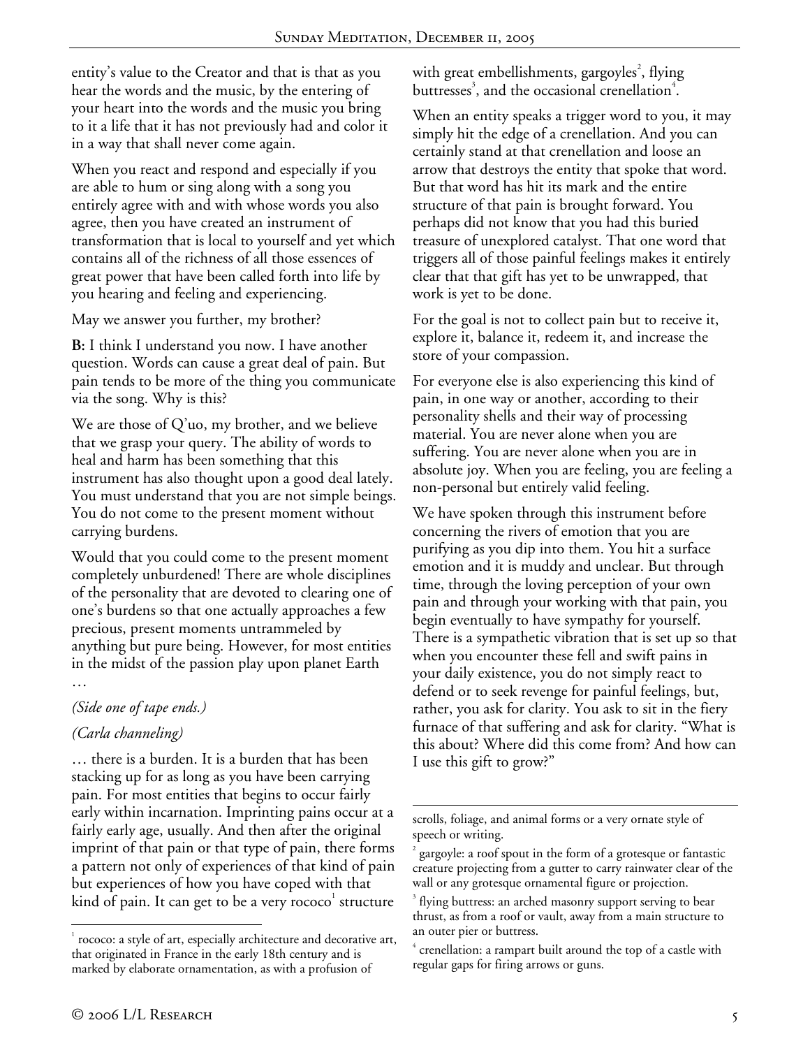entity's value to the Creator and that is that as you hear the words and the music, by the entering of your heart into the words and the music you bring to it a life that it has not previously had and color it in a way that shall never come again.

When you react and respond and especially if you are able to hum or sing along with a song you entirely agree with and with whose words you also agree, then you have created an instrument of transformation that is local to yourself and yet which contains all of the richness of all those essences of great power that have been called forth into life by you hearing and feeling and experiencing.

May we answer you further, my brother?

**B:** I think I understand you now. I have another question. Words can cause a great deal of pain. But pain tends to be more of the thing you communicate via the song. Why is this?

We are those of Q'uo, my brother, and we believe that we grasp your query. The ability of words to heal and harm has been something that this instrument has also thought upon a good deal lately. You must understand that you are not simple beings. You do not come to the present moment without carrying burdens.

Would that you could come to the present moment completely unburdened! There are whole disciplines of the personality that are devoted to clearing one of one's burdens so that one actually approaches a few precious, present moments untrammeled by anything but pure being. However, for most entities in the midst of the passion play upon planet Earth …

*(Side one of tape ends.)*

*(Carla channeling)*

… there is a burden. It is a burden that has been stacking up for as long as you have been carrying pain. For most entities that begins to occur fairly early within incarnation. Imprinting pains occur at a fairly early age, usually. And then after the original imprint of that pain or that type of pain, there forms a pattern not only of experiences of that kind of pain but experiences of how you have coped with that kind of pain. It can get to be a very rococo[1] structure with great embellishments, gargoyles[2], flying buttresses[3], and the occasional crenellation[4].

When an entity speaks a trigger word to you, it may simply hit the edge of a crenellation. And you can certainly stand at that crenellation and loose an arrow that destroys the entity that spoke that word. But that word has hit its mark and the entire structure of that pain is brought forward. You perhaps did not know that you had this buried treasure of unexplored catalyst. That one word that triggers all of those painful feelings makes it entirely clear that that gift has yet to be unwrapped, that work is yet to be done.

For the goal is not to collect pain but to receive it, explore it, balance it, redeem it, and increase the store of your compassion.

For everyone else is also experiencing this kind of pain, in one way or another, according to their personality shells and their way of processing material. You are never alone when you are suffering. You are never alone when you are in absolute joy. When you are feeling, you are feeling a non-personal but entirely valid feeling.

We have spoken through this instrument before concerning the rivers of emotion that you are purifying as you dip into them. You hit a surface emotion and it is muddy and unclear. But through time, through the loving perception of your own pain and through your working with that pain, you begin eventually to have sympathy for yourself. There is a sympathetic vibration that is set up so that when you encounter these fell and swift pains in your daily existence, you do not simply react to defend or to seek revenge for painful feelings, but, rather, you ask for clarity. You ask to sit in the fiery furnace of that suffering and ask for clarity. "What is this about? Where did this come from? And how can I use this gift to grow?"

---

[1] rococo: a style of art, especially architecture and decorative art, that originated in France in the early 18th century and is marked by elaborate ornamentation, as with a profusion of scrolls, foliage, and animal forms or a very ornate style of speech or writing.

[2] gargoyle: a roof spout in the form of a grotesque or fantastic creature projecting from a gutter to carry rainwater clear of the wall or any grotesque ornamental figure or projection.

[3] flying buttress: an arched masonry support serving to bear thrust, as from a roof or vault, away from a main structure to an outer pier or buttress.

[4] crenellation: a rampart built around the top of a castle with regular gaps for firing arrows or guns.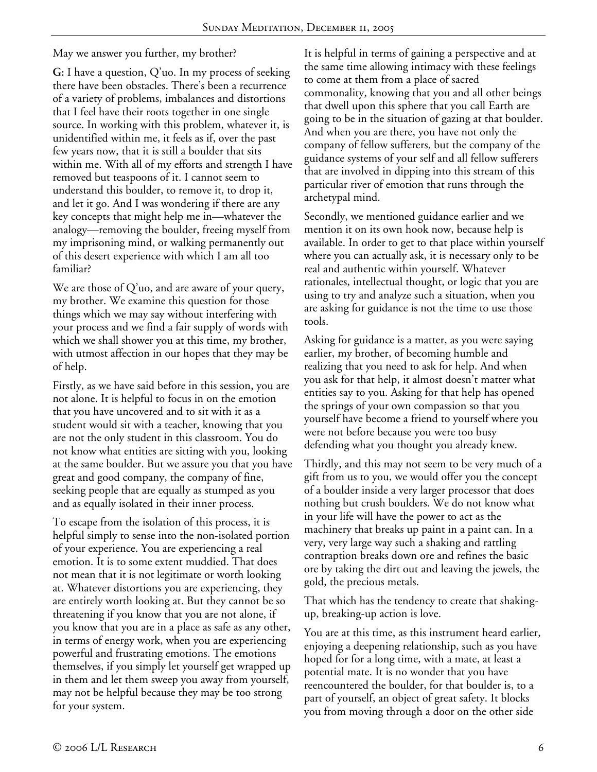May we answer you further, my brother?

**G:** I have a question, Q'uo. In my process of seeking there have been obstacles. There's been a recurrence of a variety of problems, imbalances and distortions that I feel have their roots together in one single source. In working with this problem, whatever it, is unidentified within me, it feels as if, over the past few years now, that it is still a boulder that sits within me. With all of my efforts and strength I have removed but teaspoons of it. I cannot seem to understand this boulder, to remove it, to drop it, and let it go. And I was wondering if there are any key concepts that might help me in—whatever the analogy—removing the boulder, freeing myself from my imprisoning mind, or walking permanently out of this desert experience with which I am all too familiar?

We are those of Q'uo, and are aware of your query, my brother. We examine this question for those things which we may say without interfering with your process and we find a fair supply of words with which we shall shower you at this time, my brother, with utmost affection in our hopes that they may be of help.

Firstly, as we have said before in this session, you are not alone. It is helpful to focus in on the emotion that you have uncovered and to sit with it as a student would sit with a teacher, knowing that you are not the only student in this classroom. You do not know what entities are sitting with you, looking at the same boulder. But we assure you that you have great and good company, the company of fine, seeking people that are equally as stumped as you and as equally isolated in their inner process.

To escape from the isolation of this process, it is helpful simply to sense into the non-isolated portion of your experience. You are experiencing a real emotion. It is to some extent muddied. That does not mean that it is not legitimate or worth looking at. Whatever distortions you are experiencing, they are entirely worth looking at. But they cannot be so threatening if you know that you are not alone, if you know that you are in a place as safe as any other, in terms of energy work, when you are experiencing powerful and frustrating emotions. The emotions themselves, if you simply let yourself get wrapped up in them and let them sweep you away from yourself, may not be helpful because they may be too strong for your system.

It is helpful in terms of gaining a perspective and at the same time allowing intimacy with these feelings to come at them from a place of sacred commonality, knowing that you and all other beings that dwell upon this sphere that you call Earth are going to be in the situation of gazing at that boulder. And when you are there, you have not only the company of fellow sufferers, but the company of the guidance systems of your self and all fellow sufferers that are involved in dipping into this stream of this particular river of emotion that runs through the archetypal mind.

Secondly, we mentioned guidance earlier and we mention it on its own hook now, because help is available. In order to get to that place within yourself where you can actually ask, it is necessary only to be real and authentic within yourself. Whatever rationales, intellectual thought, or logic that you are using to try and analyze such a situation, when you are asking for guidance is not the time to use those tools.

Asking for guidance is a matter, as you were saying earlier, my brother, of becoming humble and realizing that you need to ask for help. And when you ask for that help, it almost doesn't matter what entities say to you. Asking for that help has opened the springs of your own compassion so that you yourself have become a friend to yourself where you were not before because you were too busy defending what you thought you already knew.

Thirdly, and this may not seem to be very much of a gift from us to you, we would offer you the concept of a boulder inside a very larger processor that does nothing but crush boulders. We do not know what in your life will have the power to act as the machinery that breaks up paint in a paint can. In a very, very large way such a shaking and rattling contraption breaks down ore and refines the basic ore by taking the dirt out and leaving the jewels, the gold, the precious metals.

That which has the tendency to create that shaking-up, breaking-up action is love.

You are at this time, as this instrument heard earlier, enjoying a deepening relationship, such as you have hoped for for a long time, with a mate, at least a potential mate. It is no wonder that you have reencountered the boulder, for that boulder is, to a part of yourself, an object of great safety. It blocks you from moving through a door on the other side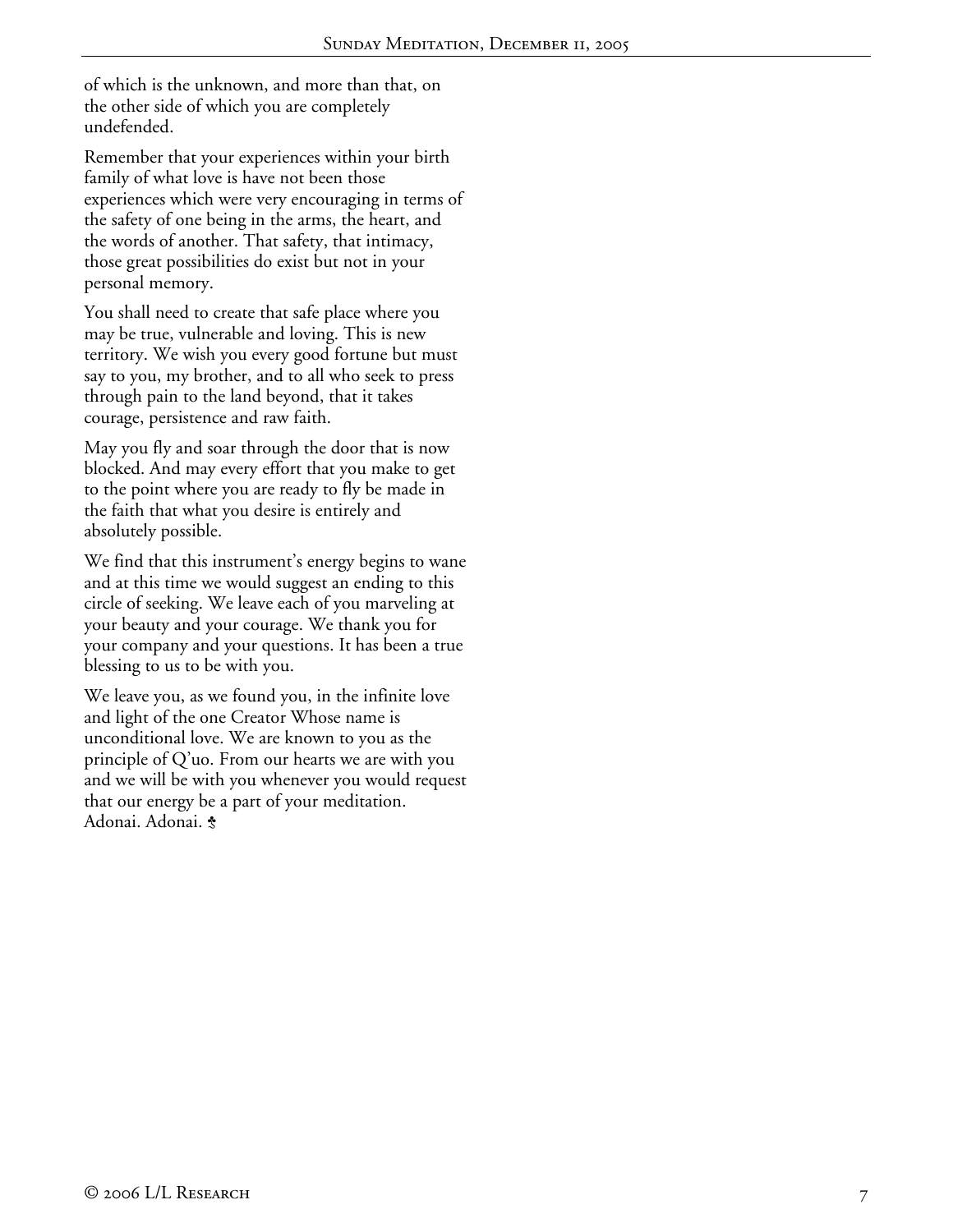of which is the unknown, and more than that, on the other side of which you are completely undefended.

Remember that your experiences within your birth family of what love is have not been those experiences which were very encouraging in terms of the safety of one being in the arms, the heart, and the words of another. That safety, that intimacy, those great possibilities do exist but not in your personal memory.

You shall need to create that safe place where you may be true, vulnerable and loving. This is new territory. We wish you every good fortune but must say to you, my brother, and to all who seek to press through pain to the land beyond, that it takes courage, persistence and raw faith.

May you fly and soar through the door that is now blocked. And may every effort that you make to get to the point where you are ready to fly be made in the faith that what you desire is entirely and absolutely possible.

We find that this instrument's energy begins to wane and at this time we would suggest an ending to this circle of seeking. We leave each of you marveling at your beauty and your courage. We thank you for your company and your questions. It has been a true blessing to us to be with you.

We leave you, as we found you, in the infinite love and light of the one Creator Whose name is unconditional love. We are known to you as the principle of Q'uo. From our hearts we are with you and we will be with you whenever you would request that our energy be a part of your meditation. Adonai. Adonai.